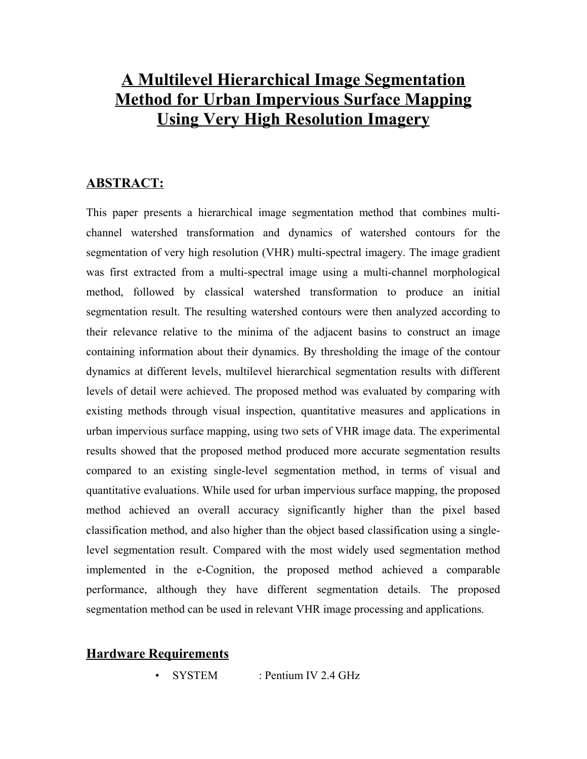# A Multilevel Hierarchical Image Segmentation Method for Urban Impervious Surface Mapping Using Very High Resolution Imagery

## ABSTRACT:

This paper presents a hierarchical image segmentation method that combines multi-channel watershed transformation and dynamics of watershed contours for the segmentation of very high resolution (VHR) multi-spectral imagery. The image gradient was first extracted from a multi-spectral image using a multi-channel morphological method, followed by classical watershed transformation to produce an initial segmentation result. The resulting watershed contours were then analyzed according to their relevance relative to the minima of the adjacent basins to construct an image containing information about their dynamics. By thresholding the image of the contour dynamics at different levels, multilevel hierarchical segmentation results with different levels of detail were achieved. The proposed method was evaluated by comparing with existing methods through visual inspection, quantitative measures and applications in urban impervious surface mapping, using two sets of VHR image data. The experimental results showed that the proposed method produced more accurate segmentation results compared to an existing single-level segmentation method, in terms of visual and quantitative evaluations. While used for urban impervious surface mapping, the proposed method achieved an overall accuracy significantly higher than the pixel based classification method, and also higher than the object based classification using a single-level segmentation result. Compared with the most widely used segmentation method implemented in the e-Cognition, the proposed method achieved a comparable performance, although they have different segmentation details. The proposed segmentation method can be used in relevant VHR image processing and applications.

## Hardware Requirements

- SYSTEM : Pentium IV 2.4 GHz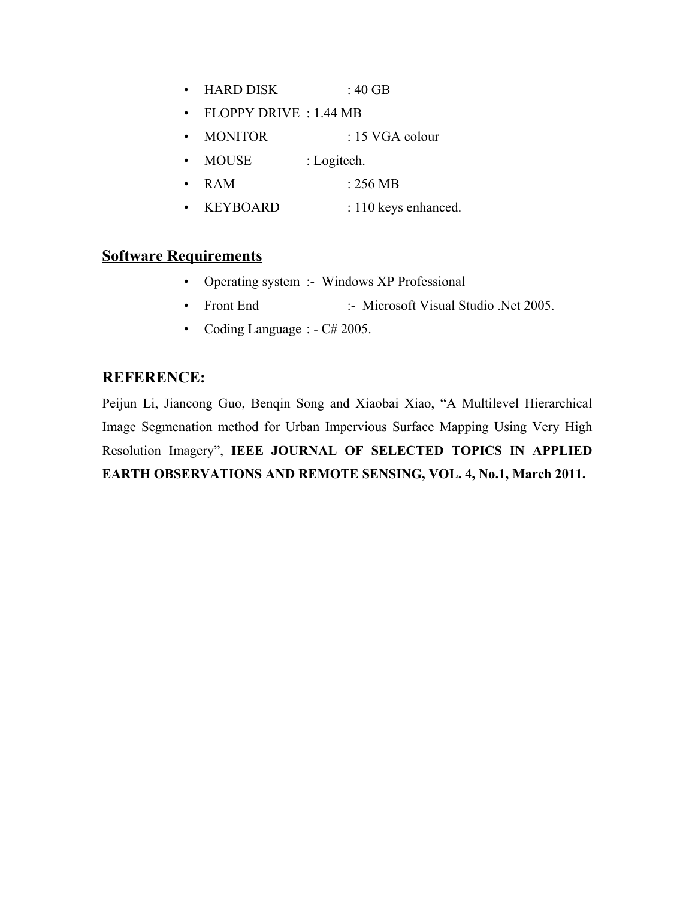- HARD DISK : 40 GB
- FLOPPY DRIVE : 1.44 MB
- MONITOR : 15 VGA colour
- MOUSE : Logitech.
- RAM : 256 MB
- KEYBOARD : 110 keys enhanced.

## Software Requirements

- Operating system :- Windows XP Professional
- Front End :- Microsoft Visual Studio .Net 2005.
- Coding Language : - C# 2005.

## REFERENCE:

Peijun Li, Jiancong Guo, Benqin Song and Xiaobai Xiao, “A Multilevel Hierarchical Image Segmenation method for Urban Impervious Surface Mapping Using Very High Resolution Imagery”, **IEEE JOURNAL OF SELECTED TOPICS IN APPLIED EARTH OBSERVATIONS AND REMOTE SENSING, VOL. 4, No.1, March 2011.**